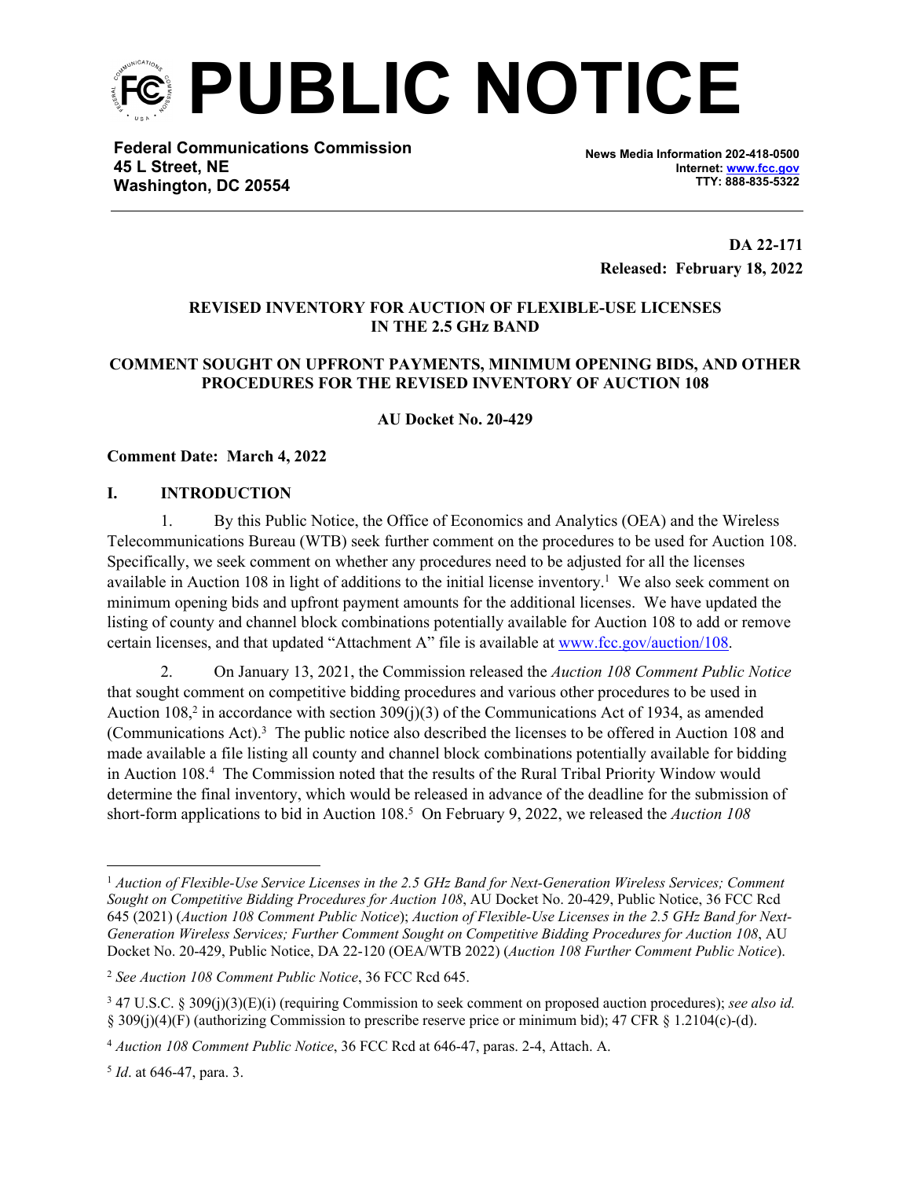# PUBLIC NOTICE

**Federal Communications Commission**
**45 L Street, NE**
**Washington, DC 20554**

**News Media Information 202-418-0500**
**Internet: www.fcc.gov**
**TTY: 888-835-5322**

**DA 22-171**
**Released: February 18, 2022**

**REVISED INVENTORY FOR AUCTION OF FLEXIBLE-USE LICENSES IN THE 2.5 GHz BAND**

**COMMENT SOUGHT ON UPFRONT PAYMENTS, MINIMUM OPENING BIDS, AND OTHER PROCEDURES FOR THE REVISED INVENTORY OF AUCTION 108**

**AU Docket No. 20-429**

**Comment Date: March 4, 2022**

## I. INTRODUCTION

1. By this Public Notice, the Office of Economics and Analytics (OEA) and the Wireless Telecommunications Bureau (WTB) seek further comment on the procedures to be used for Auction 108. Specifically, we seek comment on whether any procedures need to be adjusted for all the licenses available in Auction 108 in light of additions to the initial license inventory.[1] We also seek comment on minimum opening bids and upfront payment amounts for the additional licenses. We have updated the listing of county and channel block combinations potentially available for Auction 108 to add or remove certain licenses, and that updated "Attachment A" file is available at www.fcc.gov/auction/108.

2. On January 13, 2021, the Commission released the *Auction 108 Comment Public Notice* that sought comment on competitive bidding procedures and various other procedures to be used in Auction 108,[2] in accordance with section 309(j)(3) of the Communications Act of 1934, as amended (Communications Act).[3] The public notice also described the licenses to be offered in Auction 108 and made available a file listing all county and channel block combinations potentially available for bidding in Auction 108.[4] The Commission noted that the results of the Rural Tribal Priority Window would determine the final inventory, which would be released in advance of the deadline for the submission of short-form applications to bid in Auction 108.[5] On February 9, 2022, we released the *Auction 108*

---

[1] *Auction of Flexible-Use Service Licenses in the 2.5 GHz Band for Next-Generation Wireless Services; Comment Sought on Competitive Bidding Procedures for Auction 108*, AU Docket No. 20-429, Public Notice, 36 FCC Rcd 645 (2021) (*Auction 108 Comment Public Notice*); *Auction of Flexible-Use Licenses in the 2.5 GHz Band for Next-Generation Wireless Services; Further Comment Sought on Competitive Bidding Procedures for Auction 108*, AU Docket No. 20-429, Public Notice, DA 22-120 (OEA/WTB 2022) (*Auction 108 Further Comment Public Notice*).

[2] *See Auction 108 Comment Public Notice*, 36 FCC Rcd 645.

[3] 47 U.S.C. § 309(j)(3)(E)(i) (requiring Commission to seek comment on proposed auction procedures); *see also id.* § 309(j)(4)(F) (authorizing Commission to prescribe reserve price or minimum bid); 47 CFR § 1.2104(c)-(d).

[4] *Auction 108 Comment Public Notice*, 36 FCC Rcd at 646-47, paras. 2-4, Attach. A.

[5] *Id*. at 646-47, para. 3.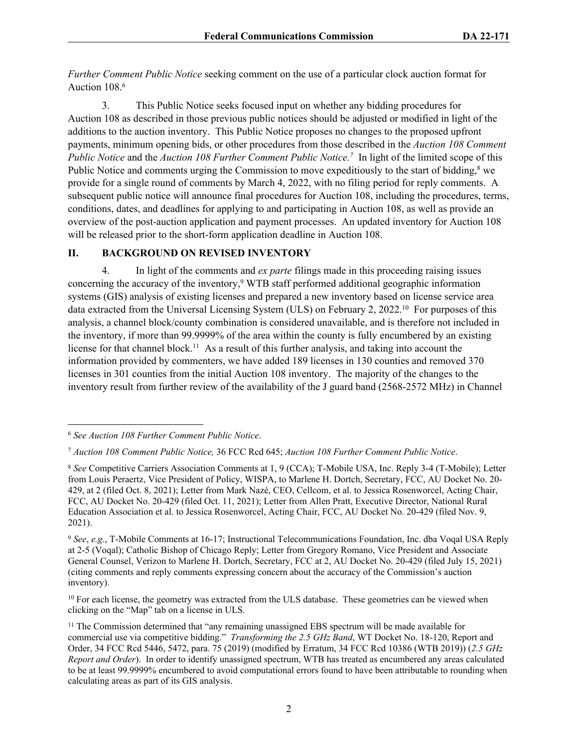*Further Comment Public Notice* seeking comment on the use of a particular clock auction format for Auction 108.[6]

3. This Public Notice seeks focused input on whether any bidding procedures for Auction 108 as described in those previous public notices should be adjusted or modified in light of the additions to the auction inventory. This Public Notice proposes no changes to the proposed upfront payments, minimum opening bids, or other procedures from those described in the *Auction 108 Comment Public Notice* and the *Auction 108 Further Comment Public Notice.*[7] In light of the limited scope of this Public Notice and comments urging the Commission to move expeditiously to the start of bidding,[8] we provide for a single round of comments by March 4, 2022, with no filing period for reply comments. A subsequent public notice will announce final procedures for Auction 108, including the procedures, terms, conditions, dates, and deadlines for applying to and participating in Auction 108, as well as provide an overview of the post-auction application and payment processes. An updated inventory for Auction 108 will be released prior to the short-form application deadline in Auction 108.

## II. BACKGROUND ON REVISED INVENTORY

4. In light of the comments and *ex parte* filings made in this proceeding raising issues concerning the accuracy of the inventory,[9] WTB staff performed additional geographic information systems (GIS) analysis of existing licenses and prepared a new inventory based on license service area data extracted from the Universal Licensing System (ULS) on February 2, 2022.[10] For purposes of this analysis, a channel block/county combination is considered unavailable, and is therefore not included in the inventory, if more than 99.9999% of the area within the county is fully encumbered by an existing license for that channel block.[11] As a result of this further analysis, and taking into account the information provided by commenters, we have added 189 licenses in 130 counties and removed 370 licenses in 301 counties from the initial Auction 108 inventory. The majority of the changes to the inventory result from further review of the availability of the J guard band (2568-2572 MHz) in Channel

---

[6] *See Auction 108 Further Comment Public Notice*.

[7] *Auction 108 Comment Public Notice,* 36 FCC Rcd 645; *Auction 108 Further Comment Public Notice*.

[8] *See* Competitive Carriers Association Comments at 1, 9 (CCA); T-Mobile USA, Inc. Reply 3-4 (T-Mobile); Letter from Louis Peraertz, Vice President of Policy, WISPA, to Marlene H. Dortch, Secretary, FCC, AU Docket No. 20-429, at 2 (filed Oct. 8, 2021); Letter from Mark Nazé, CEO, Cellcom, et al. to Jessica Rosenworcel, Acting Chair, FCC, AU Docket No. 20-429 (filed Oct. 11, 2021); Letter from Allen Pratt, Executive Director, National Rural Education Association et al. to Jessica Rosenworcel, Acting Chair, FCC, AU Docket No. 20-429 (filed Nov. 9, 2021).

[9] *See*, *e.g.*, T-Mobile Comments at 16-17; Instructional Telecommunications Foundation, Inc. dba Voqal USA Reply at 2-5 (Voqal); Catholic Bishop of Chicago Reply; Letter from Gregory Romano, Vice President and Associate General Counsel, Verizon to Marlene H. Dortch, Secretary, FCC at 2, AU Docket No. 20-429 (filed July 15, 2021) (citing comments and reply comments expressing concern about the accuracy of the Commission's auction inventory).

[10] For each license, the geometry was extracted from the ULS database. These geometries can be viewed when clicking on the "Map" tab on a license in ULS.

[11] The Commission determined that "any remaining unassigned EBS spectrum will be made available for commercial use via competitive bidding." *Transforming the 2.5 GHz Band*, WT Docket No. 18-120, Report and Order, 34 FCC Rcd 5446, 5472, para. 75 (2019) (modified by Erratum, 34 FCC Rcd 10386 (WTB 2019)) (*2.5 GHz Report and Order*). In order to identify unassigned spectrum, WTB has treated as encumbered any areas calculated to be at least 99.9999% encumbered to avoid computational errors found to have been attributable to rounding when calculating areas as part of its GIS analysis.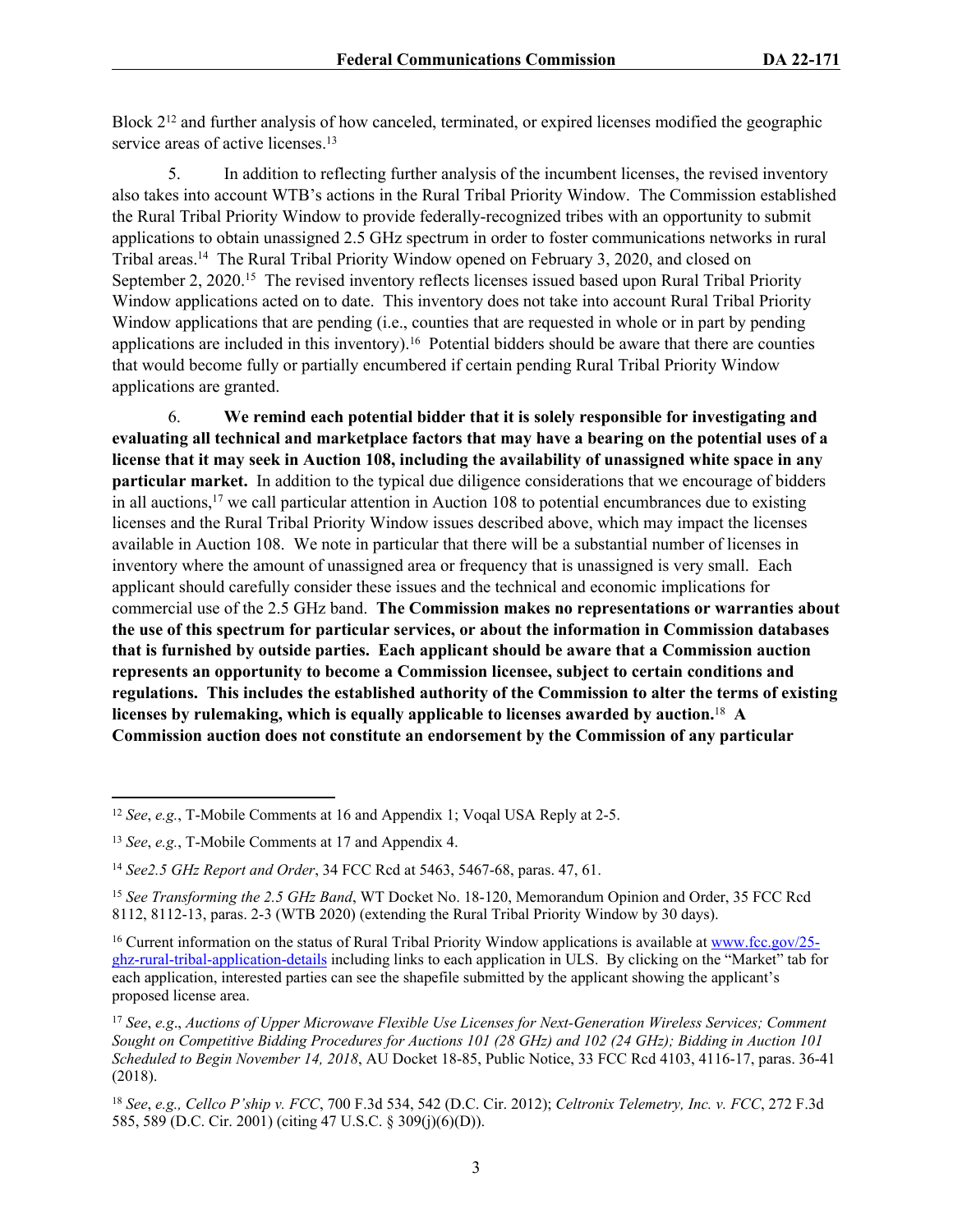Block 2[12] and further analysis of how canceled, terminated, or expired licenses modified the geographic service areas of active licenses.[13]

5. In addition to reflecting further analysis of the incumbent licenses, the revised inventory also takes into account WTB's actions in the Rural Tribal Priority Window. The Commission established the Rural Tribal Priority Window to provide federally-recognized tribes with an opportunity to submit applications to obtain unassigned 2.5 GHz spectrum in order to foster communications networks in rural Tribal areas.[14] The Rural Tribal Priority Window opened on February 3, 2020, and closed on September 2, 2020.[15] The revised inventory reflects licenses issued based upon Rural Tribal Priority Window applications acted on to date. This inventory does not take into account Rural Tribal Priority Window applications that are pending (i.e., counties that are requested in whole or in part by pending applications are included in this inventory).[16] Potential bidders should be aware that there are counties that would become fully or partially encumbered if certain pending Rural Tribal Priority Window applications are granted.

6. **We remind each potential bidder that it is solely responsible for investigating and evaluating all technical and marketplace factors that may have a bearing on the potential uses of a license that it may seek in Auction 108, including the availability of unassigned white space in any particular market.** In addition to the typical due diligence considerations that we encourage of bidders in all auctions,[17] we call particular attention in Auction 108 to potential encumbrances due to existing licenses and the Rural Tribal Priority Window issues described above, which may impact the licenses available in Auction 108. We note in particular that there will be a substantial number of licenses in inventory where the amount of unassigned area or frequency that is unassigned is very small. Each applicant should carefully consider these issues and the technical and economic implications for commercial use of the 2.5 GHz band. **The Commission makes no representations or warranties about the use of this spectrum for particular services, or about the information in Commission databases that is furnished by outside parties. Each applicant should be aware that a Commission auction represents an opportunity to become a Commission licensee, subject to certain conditions and regulations. This includes the established authority of the Commission to alter the terms of existing licenses by rulemaking, which is equally applicable to licenses awarded by auction.**[18] **A Commission auction does not constitute an endorsement by the Commission of any particular**

---

[12] *See*, *e.g.*, T-Mobile Comments at 16 and Appendix 1; Voqal USA Reply at 2-5.

[13] *See*, *e.g.*, T-Mobile Comments at 17 and Appendix 4.

[14] *See2.5 GHz Report and Order*, 34 FCC Rcd at 5463, 5467-68, paras. 47, 61.

[15] *See Transforming the 2.5 GHz Band*, WT Docket No. 18-120, Memorandum Opinion and Order, 35 FCC Rcd 8112, 8112-13, paras. 2-3 (WTB 2020) (extending the Rural Tribal Priority Window by 30 days).

[16] Current information on the status of Rural Tribal Priority Window applications is available at [www.fcc.gov/25-ghz-rural-tribal-application-details](www.fcc.gov/25-ghz-rural-tribal-application-details) including links to each application in ULS. By clicking on the "Market" tab for each application, interested parties can see the shapefile submitted by the applicant showing the applicant's proposed license area.

[17] *See*, *e.g*., *Auctions of Upper Microwave Flexible Use Licenses for Next-Generation Wireless Services; Comment Sought on Competitive Bidding Procedures for Auctions 101 (28 GHz) and 102 (24 GHz); Bidding in Auction 101 Scheduled to Begin November 14, 2018*, AU Docket 18-85, Public Notice, 33 FCC Rcd 4103, 4116-17, paras. 36-41 (2018).

[18] *See*, *e.g., Cellco P'ship v. FCC*, 700 F.3d 534, 542 (D.C. Cir. 2012); *Celtronix Telemetry, Inc. v. FCC*, 272 F.3d 585, 589 (D.C. Cir. 2001) (citing 47 U.S.C. § 309(j)(6)(D)).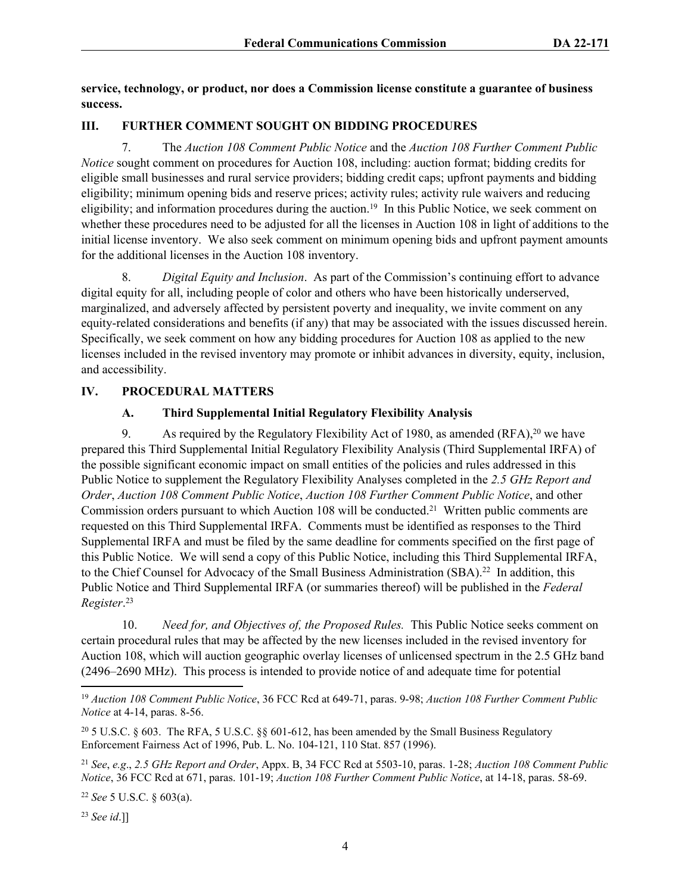**service, technology, or product, nor does a Commission license constitute a guarantee of business success.**

## III. FURTHER COMMENT SOUGHT ON BIDDING PROCEDURES

7. The *Auction 108 Comment Public Notice* and the *Auction 108 Further Comment Public Notice* sought comment on procedures for Auction 108, including: auction format; bidding credits for eligible small businesses and rural service providers; bidding credit caps; upfront payments and bidding eligibility; minimum opening bids and reserve prices; activity rules; activity rule waivers and reducing eligibility; and information procedures during the auction.[19] In this Public Notice, we seek comment on whether these procedures need to be adjusted for all the licenses in Auction 108 in light of additions to the initial license inventory. We also seek comment on minimum opening bids and upfront payment amounts for the additional licenses in the Auction 108 inventory.

8. *Digital Equity and Inclusion*. As part of the Commission's continuing effort to advance digital equity for all, including people of color and others who have been historically underserved, marginalized, and adversely affected by persistent poverty and inequality, we invite comment on any equity-related considerations and benefits (if any) that may be associated with the issues discussed herein. Specifically, we seek comment on how any bidding procedures for Auction 108 as applied to the new licenses included in the revised inventory may promote or inhibit advances in diversity, equity, inclusion, and accessibility.

## IV. PROCEDURAL MATTERS

### A. Third Supplemental Initial Regulatory Flexibility Analysis

9. As required by the Regulatory Flexibility Act of 1980, as amended (RFA),[20] we have prepared this Third Supplemental Initial Regulatory Flexibility Analysis (Third Supplemental IRFA) of the possible significant economic impact on small entities of the policies and rules addressed in this Public Notice to supplement the Regulatory Flexibility Analyses completed in the *2.5 GHz Report and Order*, *Auction 108 Comment Public Notice*, *Auction 108 Further Comment Public Notice*, and other Commission orders pursuant to which Auction 108 will be conducted.[21] Written public comments are requested on this Third Supplemental IRFA. Comments must be identified as responses to the Third Supplemental IRFA and must be filed by the same deadline for comments specified on the first page of this Public Notice. We will send a copy of this Public Notice, including this Third Supplemental IRFA, to the Chief Counsel for Advocacy of the Small Business Administration (SBA).[22] In addition, this Public Notice and Third Supplemental IRFA (or summaries thereof) will be published in the *Federal Register*.[23]

10. *Need for, and Objectives of, the Proposed Rules.* This Public Notice seeks comment on certain procedural rules that may be affected by the new licenses included in the revised inventory for Auction 108, which will auction geographic overlay licenses of unlicensed spectrum in the 2.5 GHz band (2496–2690 MHz). This process is intended to provide notice of and adequate time for potential

---

[19] *Auction 108 Comment Public Notice*, 36 FCC Rcd at 649-71, paras. 9-98; *Auction 108 Further Comment Public Notice* at 4-14, paras. 8-56.

[20] 5 U.S.C. § 603. The RFA, 5 U.S.C. §§ 601-612, has been amended by the Small Business Regulatory Enforcement Fairness Act of 1996, Pub. L. No. 104-121, 110 Stat. 857 (1996).

[21] *See*, *e.g*., *2.5 GHz Report and Order*, Appx. B, 34 FCC Rcd at 5503-10, paras. 1-28; *Auction 108 Comment Public Notice*, 36 FCC Rcd at 671, paras. 101-19; *Auction 108 Further Comment Public Notice*, at 14-18, paras. 58-69.

[22] *See* 5 U.S.C. § 603(a).

[23] *See id*.]]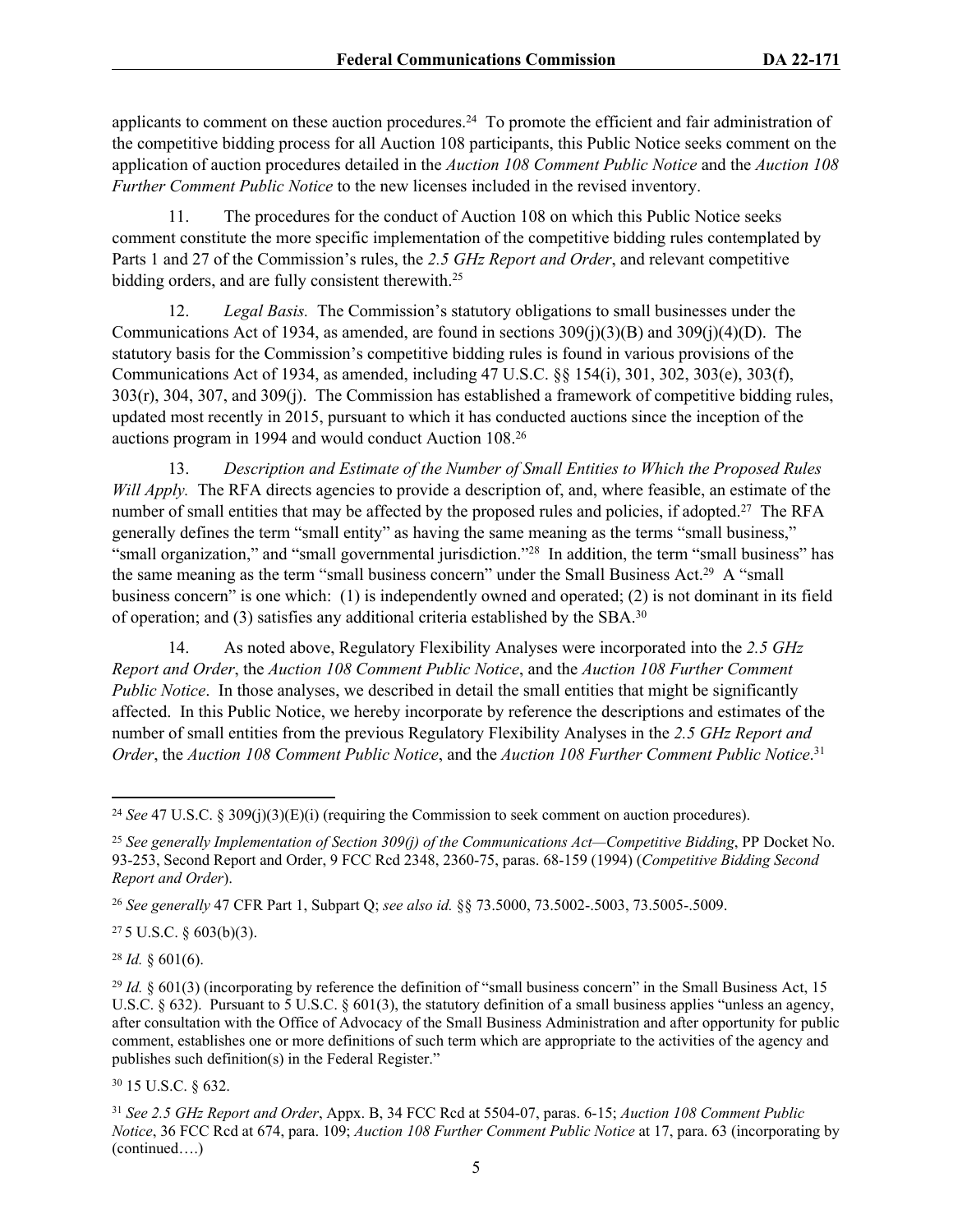applicants to comment on these auction procedures.[24] To promote the efficient and fair administration of the competitive bidding process for all Auction 108 participants, this Public Notice seeks comment on the application of auction procedures detailed in the *Auction 108 Comment Public Notice* and the *Auction 108 Further Comment Public Notice* to the new licenses included in the revised inventory.

11. The procedures for the conduct of Auction 108 on which this Public Notice seeks comment constitute the more specific implementation of the competitive bidding rules contemplated by Parts 1 and 27 of the Commission's rules, the *2.5 GHz Report and Order*, and relevant competitive bidding orders, and are fully consistent therewith.[25]

12. *Legal Basis.* The Commission's statutory obligations to small businesses under the Communications Act of 1934, as amended, are found in sections 309(j)(3)(B) and 309(j)(4)(D). The statutory basis for the Commission's competitive bidding rules is found in various provisions of the Communications Act of 1934, as amended, including 47 U.S.C. §§ 154(i), 301, 302, 303(e), 303(f), 303(r), 304, 307, and 309(j). The Commission has established a framework of competitive bidding rules, updated most recently in 2015, pursuant to which it has conducted auctions since the inception of the auctions program in 1994 and would conduct Auction 108.[26]

13. *Description and Estimate of the Number of Small Entities to Which the Proposed Rules Will Apply.* The RFA directs agencies to provide a description of, and, where feasible, an estimate of the number of small entities that may be affected by the proposed rules and policies, if adopted.[27] The RFA generally defines the term "small entity" as having the same meaning as the terms "small business," "small organization," and "small governmental jurisdiction."[28] In addition, the term "small business" has the same meaning as the term "small business concern" under the Small Business Act.[29] A "small business concern" is one which: (1) is independently owned and operated; (2) is not dominant in its field of operation; and (3) satisfies any additional criteria established by the SBA.[30]

14. As noted above, Regulatory Flexibility Analyses were incorporated into the *2.5 GHz Report and Order*, the *Auction 108 Comment Public Notice*, and the *Auction 108 Further Comment Public Notice*. In those analyses, we described in detail the small entities that might be significantly affected. In this Public Notice, we hereby incorporate by reference the descriptions and estimates of the number of small entities from the previous Regulatory Flexibility Analyses in the *2.5 GHz Report and Order*, the *Auction 108 Comment Public Notice*, and the *Auction 108 Further Comment Public Notice*.[31]

---

[24] *See* 47 U.S.C. § 309(j)(3)(E)(i) (requiring the Commission to seek comment on auction procedures).

[25] *See generally Implementation of Section 309(j) of the Communications Act—Competitive Bidding*, PP Docket No. 93-253, Second Report and Order, 9 FCC Rcd 2348, 2360-75, paras. 68-159 (1994) (*Competitive Bidding Second Report and Order*).

[26] *See generally* 47 CFR Part 1, Subpart Q; *see also id.* §§ 73.5000, 73.5002-.5003, 73.5005-.5009.

[27] 5 U.S.C. § 603(b)(3).

[28] *Id.* § 601(6).

[29] *Id.* § 601(3) (incorporating by reference the definition of "small business concern" in the Small Business Act, 15 U.S.C. § 632). Pursuant to 5 U.S.C. § 601(3), the statutory definition of a small business applies "unless an agency, after consultation with the Office of Advocacy of the Small Business Administration and after opportunity for public comment, establishes one or more definitions of such term which are appropriate to the activities of the agency and publishes such definition(s) in the Federal Register."

[30] 15 U.S.C. § 632.

[31] *See 2.5 GHz Report and Order*, Appx. B, 34 FCC Rcd at 5504-07, paras. 6-15; *Auction 108 Comment Public Notice*, 36 FCC Rcd at 674, para. 109; *Auction 108 Further Comment Public Notice* at 17, para. 63 (incorporating by (continued….)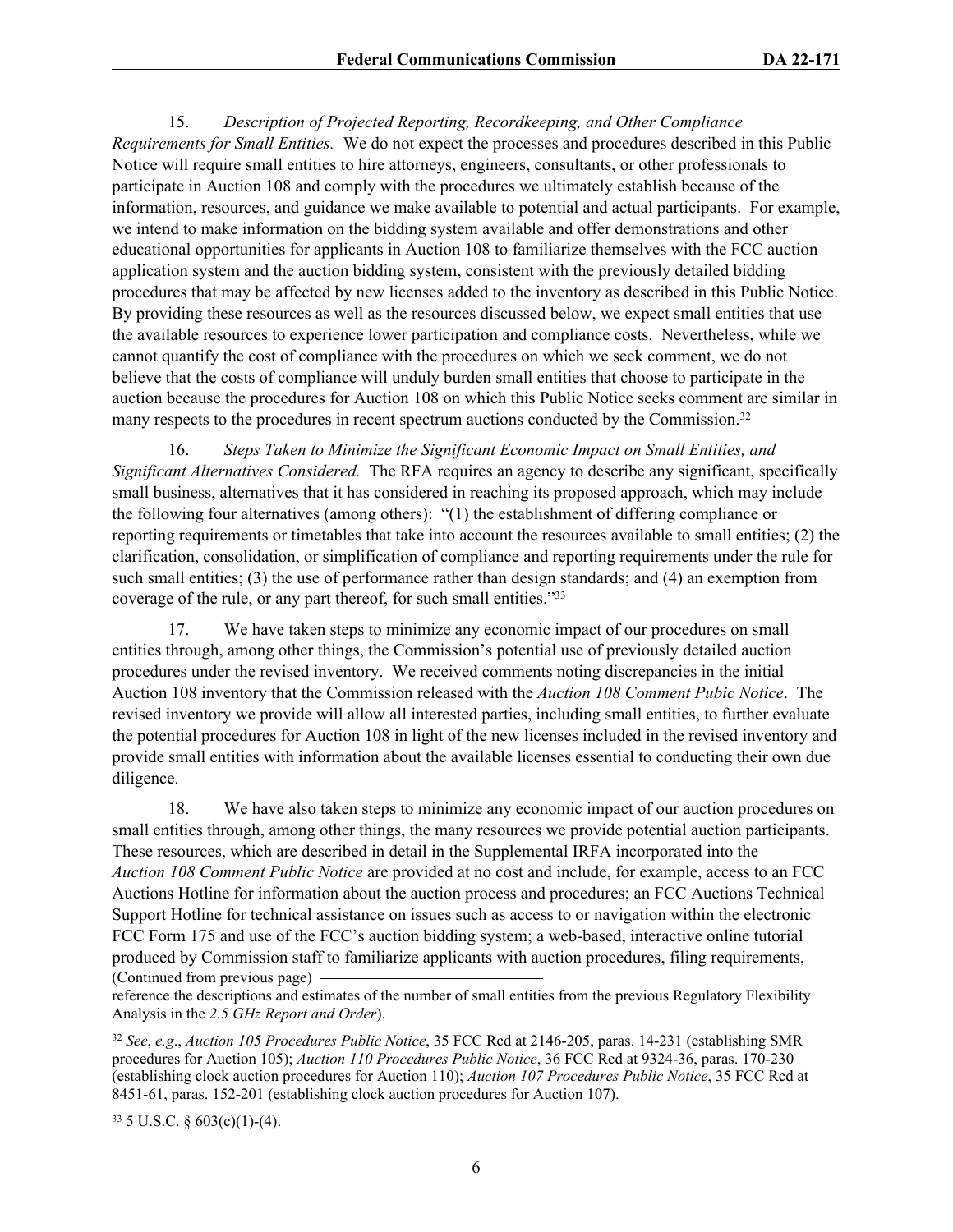15. *Description of Projected Reporting, Recordkeeping, and Other Compliance Requirements for Small Entities.* We do not expect the processes and procedures described in this Public Notice will require small entities to hire attorneys, engineers, consultants, or other professionals to participate in Auction 108 and comply with the procedures we ultimately establish because of the information, resources, and guidance we make available to potential and actual participants. For example, we intend to make information on the bidding system available and offer demonstrations and other educational opportunities for applicants in Auction 108 to familiarize themselves with the FCC auction application system and the auction bidding system, consistent with the previously detailed bidding procedures that may be affected by new licenses added to the inventory as described in this Public Notice. By providing these resources as well as the resources discussed below, we expect small entities that use the available resources to experience lower participation and compliance costs. Nevertheless, while we cannot quantify the cost of compliance with the procedures on which we seek comment, we do not believe that the costs of compliance will unduly burden small entities that choose to participate in the auction because the procedures for Auction 108 on which this Public Notice seeks comment are similar in many respects to the procedures in recent spectrum auctions conducted by the Commission.[32]

16. *Steps Taken to Minimize the Significant Economic Impact on Small Entities, and Significant Alternatives Considered.* The RFA requires an agency to describe any significant, specifically small business, alternatives that it has considered in reaching its proposed approach, which may include the following four alternatives (among others): "(1) the establishment of differing compliance or reporting requirements or timetables that take into account the resources available to small entities; (2) the clarification, consolidation, or simplification of compliance and reporting requirements under the rule for such small entities; (3) the use of performance rather than design standards; and (4) an exemption from coverage of the rule, or any part thereof, for such small entities."[33]

17. We have taken steps to minimize any economic impact of our procedures on small entities through, among other things, the Commission's potential use of previously detailed auction procedures under the revised inventory. We received comments noting discrepancies in the initial Auction 108 inventory that the Commission released with the *Auction 108 Comment Pubic Notice*. The revised inventory we provide will allow all interested parties, including small entities, to further evaluate the potential procedures for Auction 108 in light of the new licenses included in the revised inventory and provide small entities with information about the available licenses essential to conducting their own due diligence.

18. We have also taken steps to minimize any economic impact of our auction procedures on small entities through, among other things, the many resources we provide potential auction participants. These resources, which are described in detail in the Supplemental IRFA incorporated into the *Auction 108 Comment Public Notice* are provided at no cost and include, for example, access to an FCC Auctions Hotline for information about the auction process and procedures; an FCC Auctions Technical Support Hotline for technical assistance on issues such as access to or navigation within the electronic FCC Form 175 and use of the FCC's auction bidding system; a web-based, interactive online tutorial produced by Commission staff to familiarize applicants with auction procedures, filing requirements,

(Continued from previous page) reference the descriptions and estimates of the number of small entities from the previous Regulatory Flexibility Analysis in the *2.5 GHz Report and Order*).

[32] *See*, *e.g*., *Auction 105 Procedures Public Notice*, 35 FCC Rcd at 2146-205, paras. 14-231 (establishing SMR procedures for Auction 105); *Auction 110 Procedures Public Notice*, 36 FCC Rcd at 9324-36, paras. 170-230 (establishing clock auction procedures for Auction 110); *Auction 107 Procedures Public Notice*, 35 FCC Rcd at 8451-61, paras. 152-201 (establishing clock auction procedures for Auction 107).

[33] 5 U.S.C. § 603(c)(1)-(4).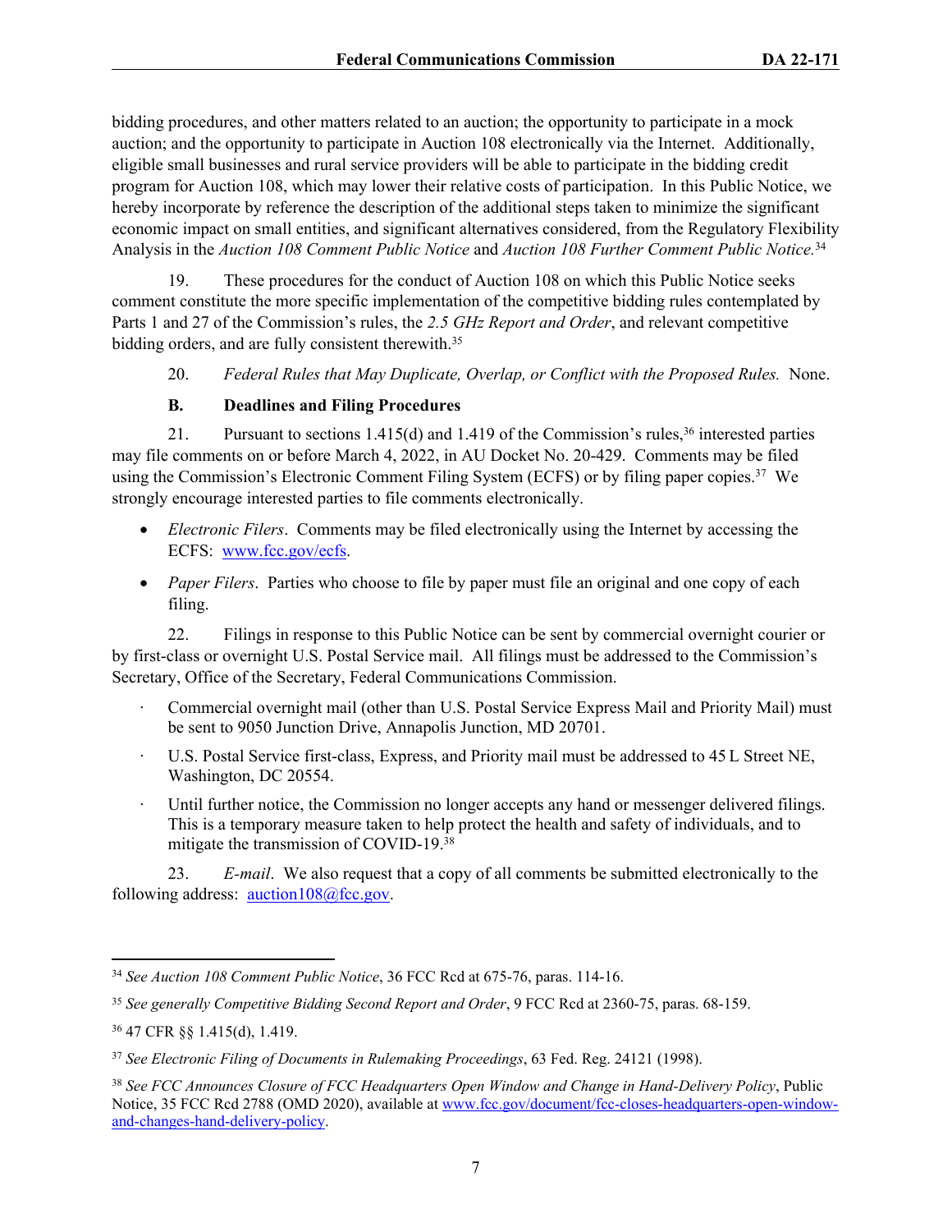bidding procedures, and other matters related to an auction; the opportunity to participate in a mock auction; and the opportunity to participate in Auction 108 electronically via the Internet. Additionally, eligible small businesses and rural service providers will be able to participate in the bidding credit program for Auction 108, which may lower their relative costs of participation. In this Public Notice, we hereby incorporate by reference the description of the additional steps taken to minimize the significant economic impact on small entities, and significant alternatives considered, from the Regulatory Flexibility Analysis in the *Auction 108 Comment Public Notice* and *Auction 108 Further Comment Public Notice.*[34]

19. These procedures for the conduct of Auction 108 on which this Public Notice seeks comment constitute the more specific implementation of the competitive bidding rules contemplated by Parts 1 and 27 of the Commission's rules, the *2.5 GHz Report and Order*, and relevant competitive bidding orders, and are fully consistent therewith.[35]

20. *Federal Rules that May Duplicate, Overlap, or Conflict with the Proposed Rules.* None.

### B. Deadlines and Filing Procedures

21. Pursuant to sections 1.415(d) and 1.419 of the Commission's rules,[36] interested parties may file comments on or before March 4, 2022, in AU Docket No. 20-429. Comments may be filed using the Commission's Electronic Comment Filing System (ECFS) or by filing paper copies.[37] We strongly encourage interested parties to file comments electronically.

- *Electronic Filers*. Comments may be filed electronically using the Internet by accessing the ECFS: www.fcc.gov/ecfs.
- *Paper Filers*. Parties who choose to file by paper must file an original and one copy of each filing.

22. Filings in response to this Public Notice can be sent by commercial overnight courier or by first-class or overnight U.S. Postal Service mail. All filings must be addressed to the Commission's Secretary, Office of the Secretary, Federal Communications Commission.

- Commercial overnight mail (other than U.S. Postal Service Express Mail and Priority Mail) must be sent to 9050 Junction Drive, Annapolis Junction, MD 20701.
- U.S. Postal Service first-class, Express, and Priority mail must be addressed to 45 L Street NE, Washington, DC 20554.
- Until further notice, the Commission no longer accepts any hand or messenger delivered filings. This is a temporary measure taken to help protect the health and safety of individuals, and to mitigate the transmission of COVID-19.[38]

23. *E-mail*. We also request that a copy of all comments be submitted electronically to the following address: auction108@fcc.gov.

---

[34] *See Auction 108 Comment Public Notice*, 36 FCC Rcd at 675-76, paras. 114-16.

[35] *See generally Competitive Bidding Second Report and Order*, 9 FCC Rcd at 2360-75, paras. 68-159.

[36] 47 CFR §§ 1.415(d), 1.419.

[37] *See Electronic Filing of Documents in Rulemaking Proceedings*, 63 Fed. Reg. 24121 (1998).

[38] *See FCC Announces Closure of FCC Headquarters Open Window and Change in Hand-Delivery Policy*, Public Notice, 35 FCC Rcd 2788 (OMD 2020), available at www.fcc.gov/document/fcc-closes-headquarters-open-window-and-changes-hand-delivery-policy.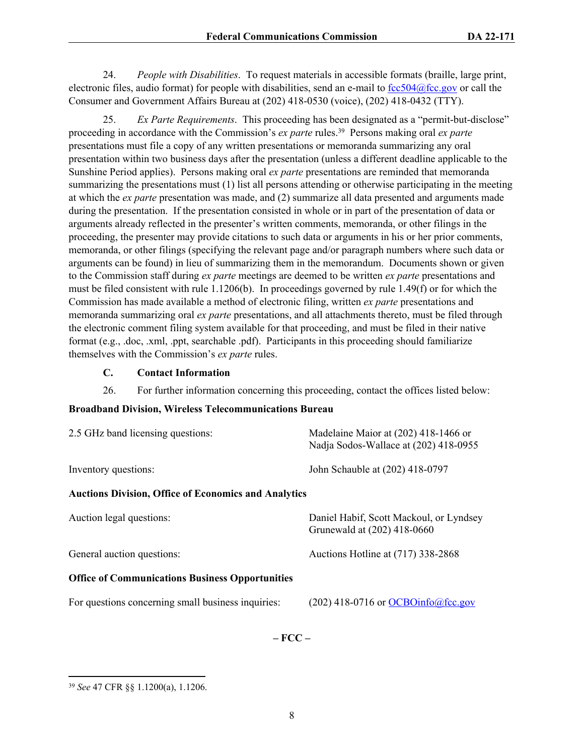24. *People with Disabilities*. To request materials in accessible formats (braille, large print, electronic files, audio format) for people with disabilities, send an e-mail to fcc504@fcc.gov or call the Consumer and Government Affairs Bureau at (202) 418-0530 (voice), (202) 418-0432 (TTY).

25. *Ex Parte Requirements*. This proceeding has been designated as a "permit-but-disclose" proceeding in accordance with the Commission's *ex parte* rules.[39] Persons making oral *ex parte* presentations must file a copy of any written presentations or memoranda summarizing any oral presentation within two business days after the presentation (unless a different deadline applicable to the Sunshine Period applies). Persons making oral *ex parte* presentations are reminded that memoranda summarizing the presentations must (1) list all persons attending or otherwise participating in the meeting at which the *ex parte* presentation was made, and (2) summarize all data presented and arguments made during the presentation. If the presentation consisted in whole or in part of the presentation of data or arguments already reflected in the presenter's written comments, memoranda, or other filings in the proceeding, the presenter may provide citations to such data or arguments in his or her prior comments, memoranda, or other filings (specifying the relevant page and/or paragraph numbers where such data or arguments can be found) in lieu of summarizing them in the memorandum. Documents shown or given to the Commission staff during *ex parte* meetings are deemed to be written *ex parte* presentations and must be filed consistent with rule 1.1206(b). In proceedings governed by rule 1.49(f) or for which the Commission has made available a method of electronic filing, written *ex parte* presentations and memoranda summarizing oral *ex parte* presentations, and all attachments thereto, must be filed through the electronic comment filing system available for that proceeding, and must be filed in their native format (e.g., .doc, .xml, .ppt, searchable .pdf). Participants in this proceeding should familiarize themselves with the Commission's *ex parte* rules.

### C. Contact Information

26. For further information concerning this proceeding, contact the offices listed below:

**Broadband Division, Wireless Telecommunications Bureau**

| | |
|---|---|
| 2.5 GHz band licensing questions: | Madelaine Maior at (202) 418-1466 or Nadja Sodos-Wallace at (202) 418-0955 |
| Inventory questions: | John Schauble at (202) 418-0797 |

**Auctions Division, Office of Economics and Analytics**

| | |
|---|---|
| Auction legal questions: | Daniel Habif, Scott Mackoul, or Lyndsey Grunewald at (202) 418-0660 |
| General auction questions: | Auctions Hotline at (717) 338-2868 |

**Office of Communications Business Opportunities**

| | |
|---|---|
| For questions concerning small business inquiries: | (202) 418-0716 or OCBOinfo@fcc.gov |

– FCC –

[39] *See* 47 CFR §§ 1.1200(a), 1.1206.